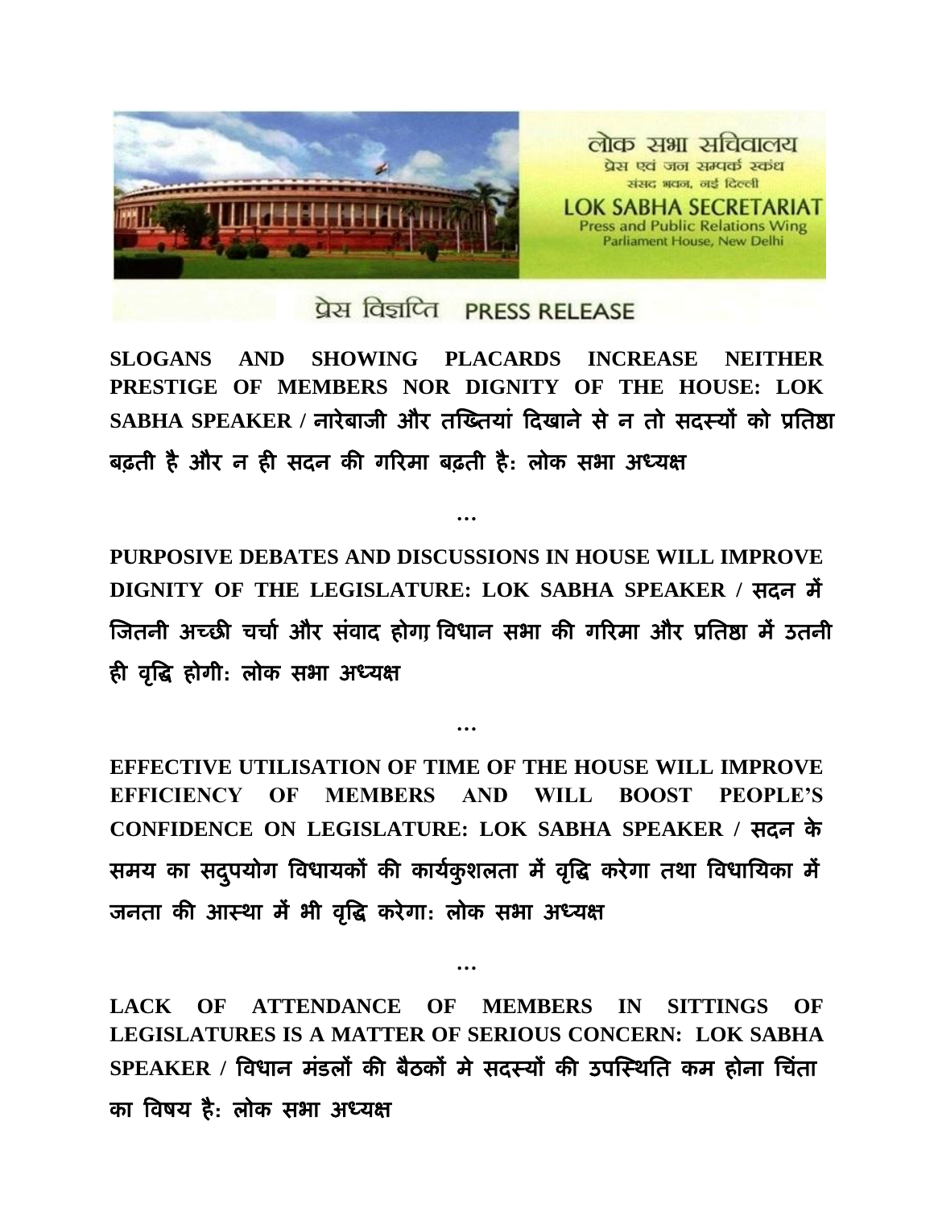लोक सभा सचिवालय
प्रेस एवं जन सम्पर्क स्कंध
संसद भवन, नई दिल्ली

LOK SABHA SECRETARIAT
Press and Public Relations Wing
Parliament House, New Delhi

प्रेस विज्ञप्ति PRESS RELEASE

**SLOGANS AND SHOWING PLACARDS INCREASE NEITHER PRESTIGE OF MEMBERS NOR DIGNITY OF THE HOUSE: LOK SABHA SPEAKER / नारेबाजी और तख्तियां दिखाने से न तो सदस्यों को प्रतिष्ठा बढ़ती है और न ही सदन की गरिमा बढ़ती है: लोक सभा अध्यक्ष**

…

**PURPOSIVE DEBATES AND DISCUSSIONS IN HOUSE WILL IMPROVE DIGNITY OF THE LEGISLATURE: LOK SABHA SPEAKER / सदन में जितनी अच्छी चर्चा और संवाद होगा, विधान सभा की गरिमा और प्रतिष्ठा में उतनी ही वृद्धि होगी: लोक सभा अध्यक्ष**

…

**EFFECTIVE UTILISATION OF TIME OF THE HOUSE WILL IMPROVE EFFICIENCY OF MEMBERS AND WILL BOOST PEOPLE'S CONFIDENCE ON LEGISLATURE: LOK SABHA SPEAKER / सदन के समय का सदुपयोग विधायकों की कार्यकुशलता में वृद्धि करेगा तथा विधायिका में जनता की आस्था में भी वृद्धि करेगा: लोक सभा अध्यक्ष**

…

**LACK OF ATTENDANCE OF MEMBERS IN SITTINGS OF LEGISLATURES IS A MATTER OF SERIOUS CONCERN: LOK SABHA SPEAKER / विधान मंडलों की बैठकों मे सदस्यों की उपस्थिति कम होना चिंता का विषय है: लोक सभा अध्यक्ष**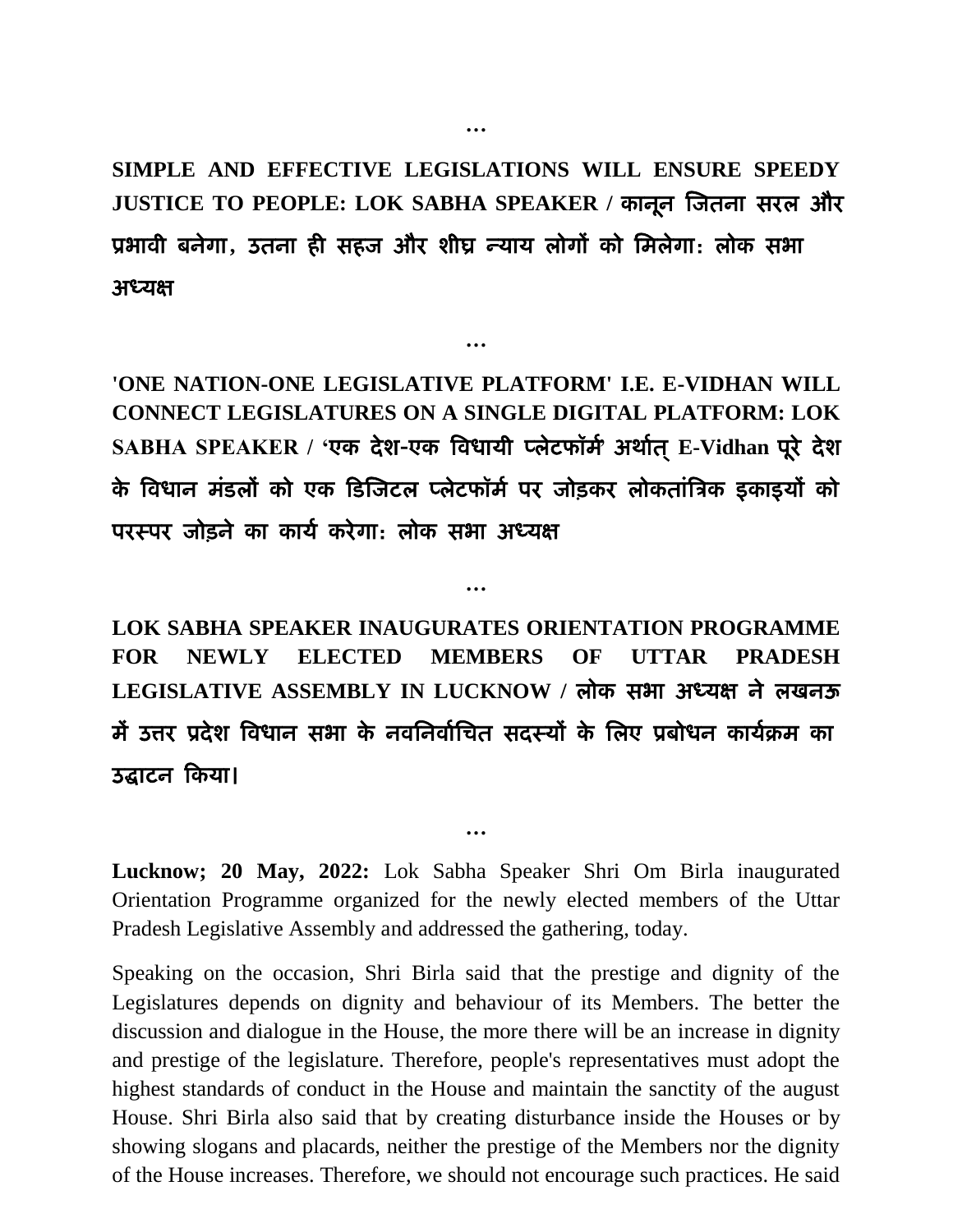…

**SIMPLE AND EFFECTIVE LEGISLATIONS WILL ENSURE SPEEDY JUSTICE TO PEOPLE: LOK SABHA SPEAKER / कानून जितना सरल और प्रभावी बनेगा, उतना ही सहज और शीघ्र न्याय लोगों को मिलेगा: लोक सभा अध्यक्ष**

…

**'ONE NATION-ONE LEGISLATIVE PLATFORM' I.E. E-VIDHAN WILL CONNECT LEGISLATURES ON A SINGLE DIGITAL PLATFORM: LOK SABHA SPEAKER / 'एक देश-एक विधायी प्लेटफॉर्म' अर्थात् E-Vidhan पूरे देश के विधान मंडलों को एक डिजिटल प्लेटफॉर्म पर जोड़कर लोकतांत्रिक इकाइयों को परस्पर जोड़ने का कार्य करेगा: लोक सभा अध्यक्ष**

…

**LOK SABHA SPEAKER INAUGURATES ORIENTATION PROGRAMME FOR NEWLY ELECTED MEMBERS OF UTTAR PRADESH LEGISLATIVE ASSEMBLY IN LUCKNOW / लोक सभा अध्यक्ष ने लखनऊ में उत्तर प्रदेश विधान सभा के नवनिर्वाचित सदस्यों के लिए प्रबोधन कार्यक्रम का उद्घाटन किया।**

…

**Lucknow; 20 May, 2022:** Lok Sabha Speaker Shri Om Birla inaugurated Orientation Programme organized for the newly elected members of the Uttar Pradesh Legislative Assembly and addressed the gathering, today.

Speaking on the occasion, Shri Birla said that the prestige and dignity of the Legislatures depends on dignity and behaviour of its Members. The better the discussion and dialogue in the House, the more there will be an increase in dignity and prestige of the legislature. Therefore, people's representatives must adopt the highest standards of conduct in the House and maintain the sanctity of the august House. Shri Birla also said that by creating disturbance inside the Houses or by showing slogans and placards, neither the prestige of the Members nor the dignity of the House increases. Therefore, we should not encourage such practices. He said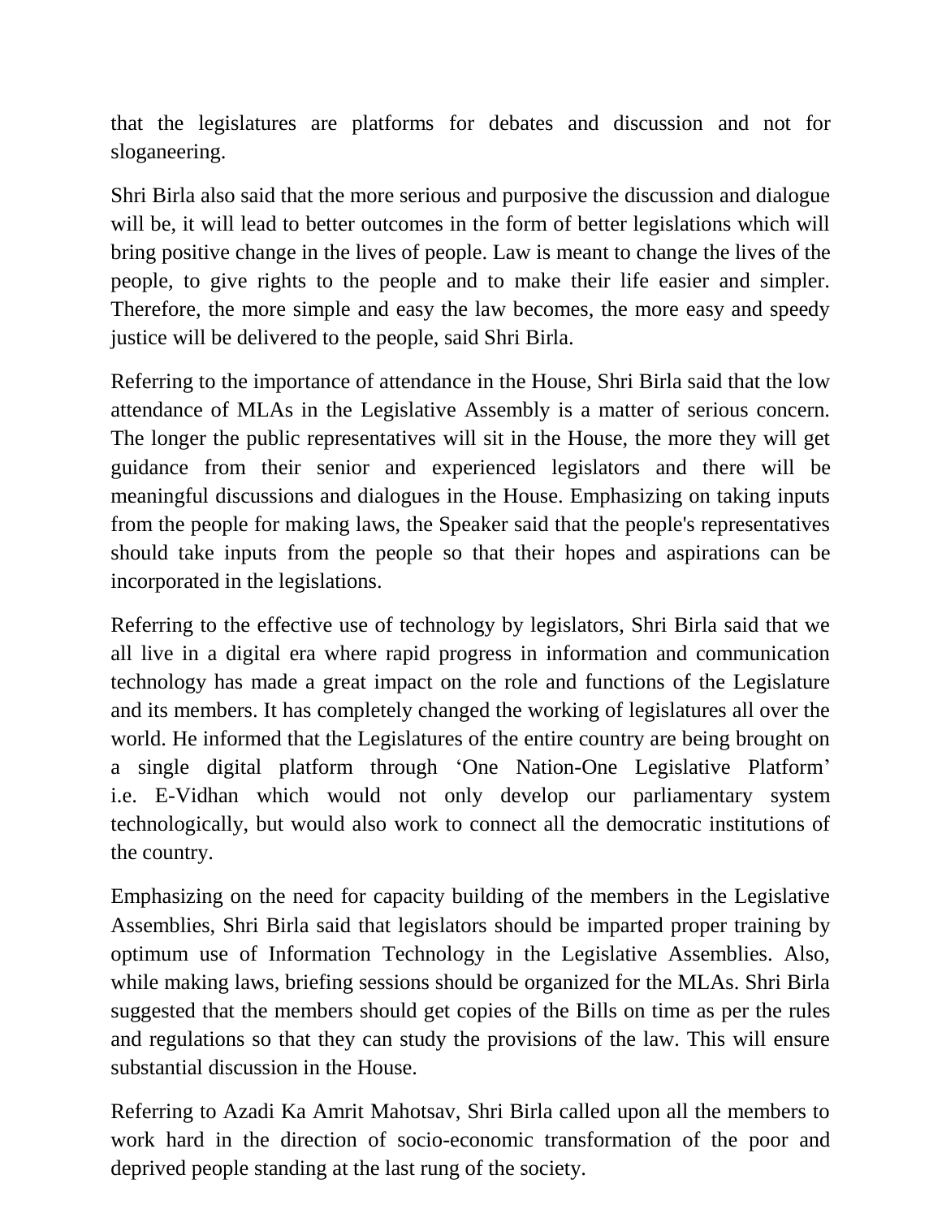that the legislatures are platforms for debates and discussion and not for sloganeering.

Shri Birla also said that the more serious and purposive the discussion and dialogue will be, it will lead to better outcomes in the form of better legislations which will bring positive change in the lives of people. Law is meant to change the lives of the people, to give rights to the people and to make their life easier and simpler. Therefore, the more simple and easy the law becomes, the more easy and speedy justice will be delivered to the people, said Shri Birla.

Referring to the importance of attendance in the House, Shri Birla said that the low attendance of MLAs in the Legislative Assembly is a matter of serious concern. The longer the public representatives will sit in the House, the more they will get guidance from their senior and experienced legislators and there will be meaningful discussions and dialogues in the House. Emphasizing on taking inputs from the people for making laws, the Speaker said that the people's representatives should take inputs from the people so that their hopes and aspirations can be incorporated in the legislations.

Referring to the effective use of technology by legislators, Shri Birla said that we all live in a digital era where rapid progress in information and communication technology has made a great impact on the role and functions of the Legislature and its members. It has completely changed the working of legislatures all over the world. He informed that the Legislatures of the entire country are being brought on a single digital platform through 'One Nation-One Legislative Platform' i.e. E-Vidhan which would not only develop our parliamentary system technologically, but would also work to connect all the democratic institutions of the country.

Emphasizing on the need for capacity building of the members in the Legislative Assemblies, Shri Birla said that legislators should be imparted proper training by optimum use of Information Technology in the Legislative Assemblies. Also, while making laws, briefing sessions should be organized for the MLAs. Shri Birla suggested that the members should get copies of the Bills on time as per the rules and regulations so that they can study the provisions of the law. This will ensure substantial discussion in the House.

Referring to Azadi Ka Amrit Mahotsav, Shri Birla called upon all the members to work hard in the direction of socio-economic transformation of the poor and deprived people standing at the last rung of the society.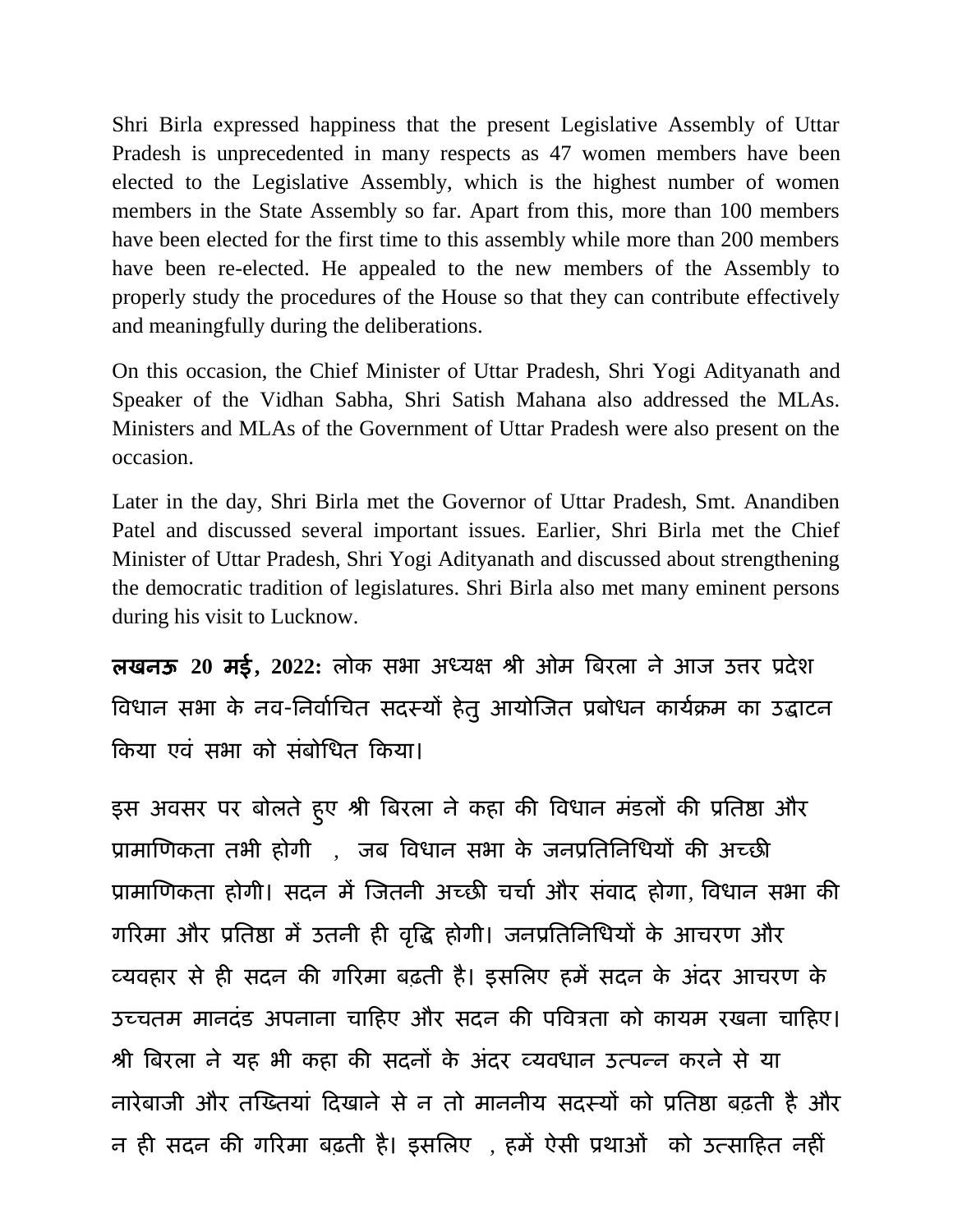Shri Birla expressed happiness that the present Legislative Assembly of Uttar Pradesh is unprecedented in many respects as 47 women members have been elected to the Legislative Assembly, which is the highest number of women members in the State Assembly so far. Apart from this, more than 100 members have been elected for the first time to this assembly while more than 200 members have been re-elected. He appealed to the new members of the Assembly to properly study the procedures of the House so that they can contribute effectively and meaningfully during the deliberations.

On this occasion, the Chief Minister of Uttar Pradesh, Shri Yogi Adityanath and Speaker of the Vidhan Sabha, Shri Satish Mahana also addressed the MLAs. Ministers and MLAs of the Government of Uttar Pradesh were also present on the occasion.

Later in the day, Shri Birla met the Governor of Uttar Pradesh, Smt. Anandiben Patel and discussed several important issues. Earlier, Shri Birla met the Chief Minister of Uttar Pradesh, Shri Yogi Adityanath and discussed about strengthening the democratic tradition of legislatures. Shri Birla also met many eminent persons during his visit to Lucknow.

**लखनऊ 20 मई, 2022:** लोक सभा अध्यक्ष श्री ओम बिरला ने आज उत्तर प्रदेश विधान सभा के नव-निर्वाचित सदस्यों हेतु आयोजित प्रबोधन कार्यक्रम का उद्घाटन किया एवं सभा को संबोधित किया।

इस अवसर पर बोलते हुए श्री बिरला ने कहा की विधान मंडलों की प्रतिष्ठा और प्रामाणिकता तभी होगी , जब विधान सभा के जनप्रतिनिधियों की अच्छी प्रामाणिकता होगी। सदन में जितनी अच्छी चर्चा और संवाद होगा, विधान सभा की गरिमा और प्रतिष्ठा में उतनी ही वृद्धि होगी। जनप्रतिनिधियों के आचरण और व्यवहार से ही सदन की गरिमा बढ़ती है। इसलिए हमें सदन के अंदर आचरण के उच्चतम मानदंड अपनाना चाहिए और सदन की पवित्रता को कायम रखना चाहिए। श्री बिरला ने यह भी कहा की सदनों के अंदर व्यवधान उत्पन्न करने से या नारेबाजी और तख्तियां दिखाने से न तो माननीय सदस्यों को प्रतिष्ठा बढ़ती है और न ही सदन की गरिमा बढ़ती है। इसलिए , हमें ऐसी प्रथाओं को उत्साहित नहीं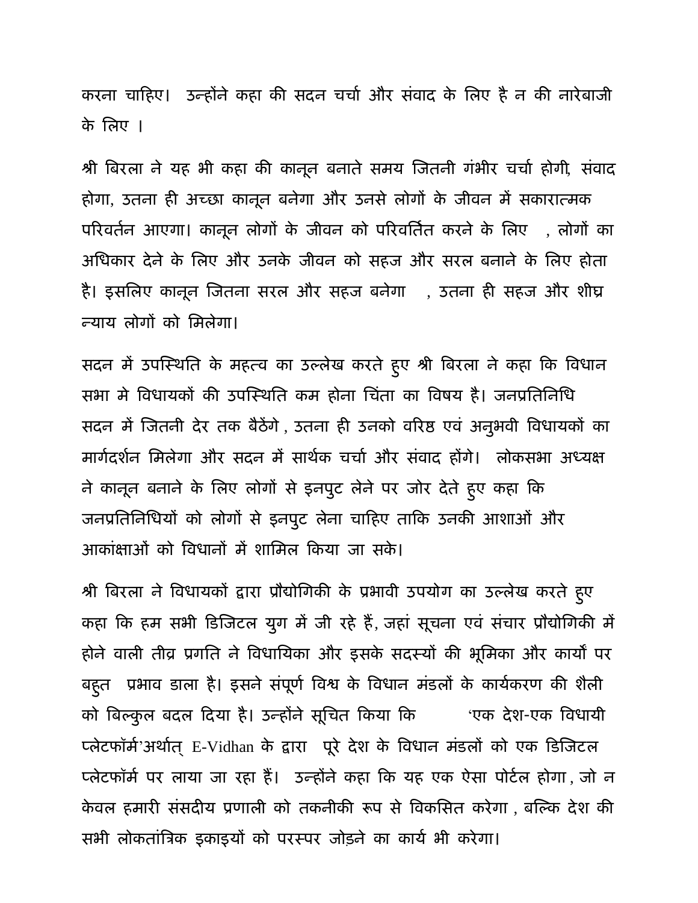करना चाहिए। उन्होंने कहा की सदन चर्चा और संवाद के लिए है न की नारेबाजी के लिए ।

श्री बिरला ने यह भी कहा की कानून बनाते समय जितनी गंभीर चर्चा होगी, संवाद होगा, उतना ही अच्छा कानून बनेगा और उनसे लोगों के जीवन में सकारात्मक परिवर्तन आएगा। कानून लोगों के जीवन को परिवर्तित करने के लिए , लोगों का अधिकार देने के लिए और उनके जीवन को सहज और सरल बनाने के लिए होता है। इसलिए कानून जितना सरल और सहज बनेगा , उतना ही सहज और शीघ्र न्याय लोगों को मिलेगा।

सदन में उपस्थिति के महत्व का उल्लेख करते हुए श्री बिरला ने कहा कि विधान सभा मे विधायकों की उपस्थिति कम होना चिंता का विषय है। जनप्रतिनिधि सदन में जितनी देर तक बैठेंगे , उतना ही उनको वरिष्ठ एवं अनुभवी विधायकों का मार्गदर्शन मिलेगा और सदन में सार्थक चर्चा और संवाद होंगे। लोकसभा अध्यक्ष ने कानून बनाने के लिए लोगों से इनपुट लेने पर जोर देते हुए कहा कि जनप्रतिनिधियों को लोगों से इनपुट लेना चाहिए ताकि उनकी आशाओं और आकांक्षाओं को विधानों में शामिल किया जा सके।

श्री बिरला ने विधायकों द्वारा प्रौद्योगिकी के प्रभावी उपयोग का उल्लेख करते हुए कहा कि हम सभी डिजिटल युग में जी रहे हैं, जहां सूचना एवं संचार प्रौद्योगिकी में होने वाली तीव्र प्रगति ने विधायिका और इसके सदस्यों की भूमिका और कार्यों पर बहुत प्रभाव डाला है। इसने संपूर्ण विश्व के विधान मंडलों के कार्यकरण की शैली को बिल्कुल बदल दिया है। उन्होंने सूचित किया कि 'एक देश-एक विधायी प्लेटफॉर्म'अर्थात् E-Vidhan के द्वारा पूरे देश के विधान मंडलों को एक डिजिटल प्लेटफॉर्म पर लाया जा रहा हैं। उन्होंने कहा कि यह एक ऐसा पोर्टल होगा , जो न केवल हमारी संसदीय प्रणाली को तकनीकी रूप से विकसित करेगा , बल्कि देश की सभी लोकतांत्रिक इकाइयों को परस्पर जोड़ने का कार्य भी करेगा।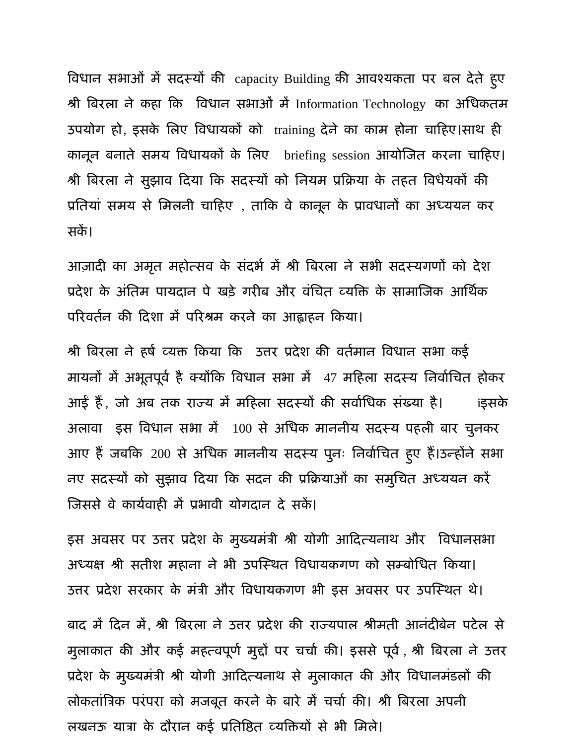विधान सभाओं में सदस्यों की capacity Building की आवश्यकता पर बल देते हुए श्री बिरला ने कहा कि विधान सभाओं में Information Technology का अधिकतम उपयोग हो, इसके लिए विधायकों को training देने का काम होना चाहिए।साथ ही कानून बनाते समय विधायकों के लिए briefing session आयोजित करना चाहिए। श्री बिरला ने सुझाव दिया कि सदस्यों को नियम प्रक्रिया के तहत विधेयकों की प्रतियां समय से मिलनी चाहिए , ताकि वे कानून के प्रावधानों का अध्ययन कर सकें।

आज़ादी का अमृत महोत्सव के संदर्भ में श्री बिरला ने सभी सदस्यगणों को देश प्रदेश के अंतिम पायदान पे खड़े गरीब और वंचित व्यक्ति के सामाजिक आर्थिक परिवर्तन की दिशा में परिश्रम करने का आह्वाहन किया।

श्री बिरला ने हर्ष व्यक्त किया कि उत्तर प्रदेश की वर्तमान विधान सभा कई मायनों में अभूतपूर्व है क्योंकि विधान सभा में 47 महिला सदस्य निर्वाचित होकर आईं हैं, जो अब तक राज्य में महिला सदस्यों की सर्वाधिक संख्या है। iइसके अलावा इस विधान सभा में 100 से अधिक माननीय सदस्य पहली बार चुनकर आए हैं जबकि 200 से अधिक माननीय सदस्य पुनः निर्वाचित हुए हैं।उन्होंने सभा नए सदस्यों को सुझाव दिया कि सदन की प्रक्रियाओं का समुचित अध्ययन करें जिससे वे कार्यवाही में प्रभावी योगदान दे सकें।

इस अवसर पर उत्तर प्रदेश के मुख्यमंत्री श्री योगी आदित्यनाथ और विधानसभा अध्यक्ष श्री सतीश महाना ने भी उपस्थित विधायकगण को सम्बोधित किया। उत्तर प्रदेश सरकार के मंत्री और विधायकगण भी इस अवसर पर उपस्थित थे।

बाद में दिन में, श्री बिरला ने उत्तर प्रदेश की राज्यपाल श्रीमती आनंदीबेन पटेल से मुलाकात की और कई महत्वपूर्ण मुद्दों पर चर्चा की। इससे पूर्व , श्री बिरला ने उत्तर प्रदेश के मुख्यमंत्री श्री योगी आदित्यनाथ से मुलाकात की और विधानमंडलों की लोकतांत्रिक परंपरा को मजबूत करने के बारे में चर्चा की। श्री बिरला अपनी लखनऊ यात्रा के दौरान कई प्रतिष्ठित व्यक्तियों से भी मिले।